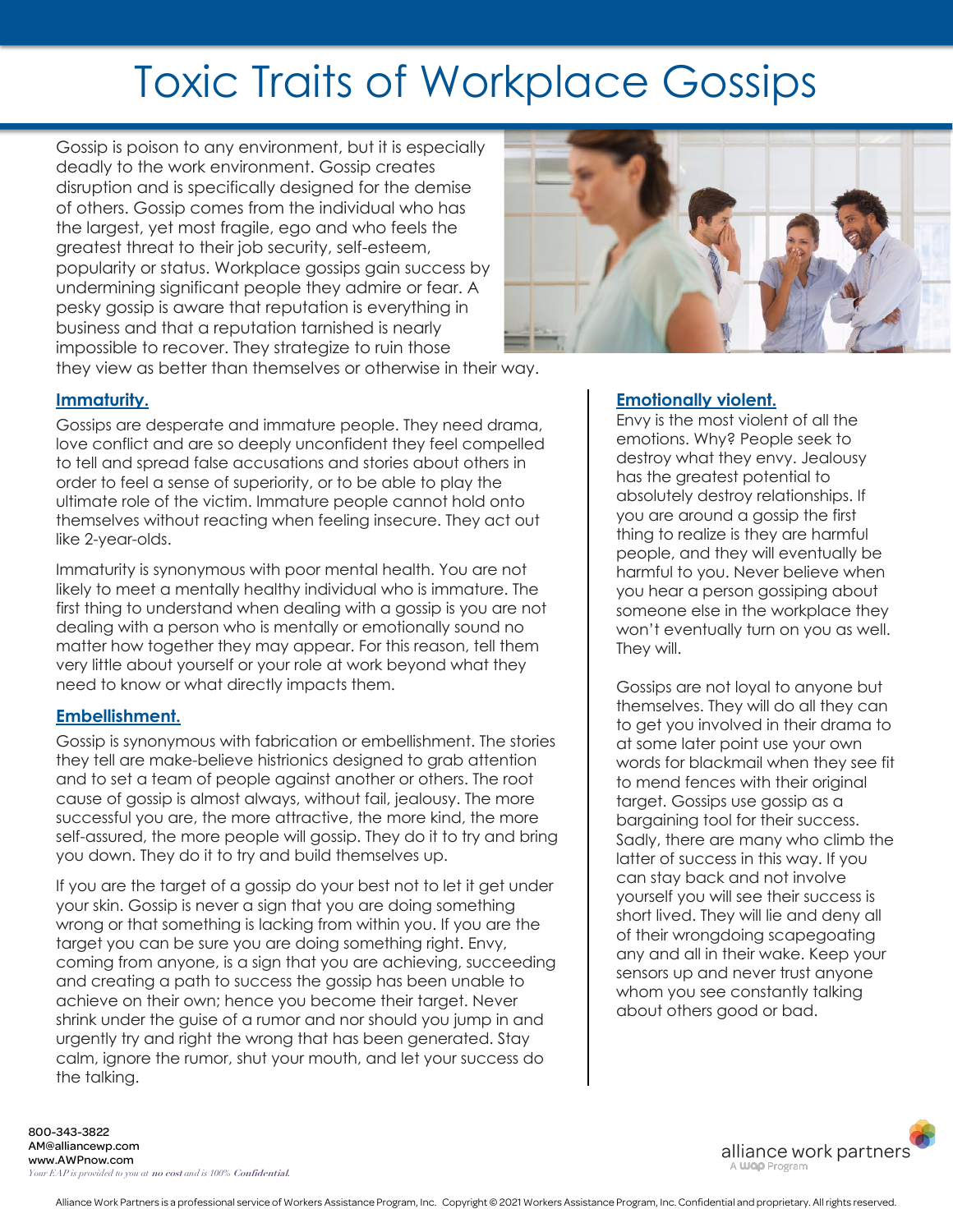# Toxic Traits of Workplace Gossips

Gossip is poison to any environment, but it is especially deadly to the work environment. Gossip creates disruption and is specifically designed for the demise of others. Gossip comes from the individual who has the largest, yet most fragile, ego and who feels the greatest threat to their job security, self-esteem, popularity or status. Workplace gossips gain success by undermining significant people they admire or fear. A pesky gossip is aware that reputation is everything in business and that a reputation tarnished is nearly impossible to recover. They strategize to ruin those they view as better than themselves or otherwise in their way.

## Immaturity.

Gossips are desperate and immature people. They need drama, love conflict and are so deeply unconfident they feel compelled to tell and spread false accusations and stories about others in order to feel a sense of superiority, or to be able to play the ultimate role of the victim. Immature people cannot hold onto themselves without reacting when feeling insecure. They act out like 2-year-olds.

Immaturity is synonymous with poor mental health. You are not likely to meet a mentally healthy individual who is immature. The first thing to understand when dealing with a gossip is you are not dealing with a person who is mentally or emotionally sound no matter how together they may appear. For this reason, tell them very little about yourself or your role at work beyond what they need to know or what directly impacts them.

## Embellishment.

Gossip is synonymous with fabrication or embellishment. The stories they tell are make-believe histrionics designed to grab attention and to set a team of people against another or others. The root cause of gossip is almost always, without fail, jealousy. The more successful you are, the more attractive, the more kind, the more self-assured, the more people will gossip. They do it to try and bring you down. They do it to try and build themselves up.

If you are the target of a gossip do your best not to let it get under your skin. Gossip is never a sign that you are doing something wrong or that something is lacking from within you. If you are the target you can be sure you are doing something right. Envy, coming from anyone, is a sign that you are achieving, succeeding and creating a path to success the gossip has been unable to achieve on their own; hence you become their target. Never shrink under the guise of a rumor and nor should you jump in and urgently try and right the wrong that has been generated. Stay calm, ignore the rumor, shut your mouth, and let your success do the talking.

## Emotionally violent.

Envy is the most violent of all the emotions. Why? People seek to destroy what they envy. Jealousy has the greatest potential to absolutely destroy relationships. If you are around a gossip the first thing to realize is they are harmful people, and they will eventually be harmful to you. Never believe when you hear a person gossiping about someone else in the workplace they won't eventually turn on you as well. They will.

Gossips are not loyal to anyone but themselves. They will do all they can to get you involved in their drama to at some later point use your own words for blackmail when they see fit to mend fences with their original target. Gossips use gossip as a bargaining tool for their success. Sadly, there are many who climb the latter of success in this way. If you can stay back and not involve yourself you will see their success is short lived. They will lie and deny all of their wrongdoing scapegoating any and all in their wake. Keep your sensors up and never trust anyone whom you see constantly talking about others good or bad.

800-343-3822
AM@alliancewp.com
www.AWPnow.com
*Your EAP is provided to you at **no cost** and is 100% **Confidential**.*

alliance work partners
A WAP Program

Alliance Work Partners is a professional service of Workers Assistance Program, Inc. Copyright © 2021 Workers Assistance Program, Inc. Confidential and proprietary. All rights reserved.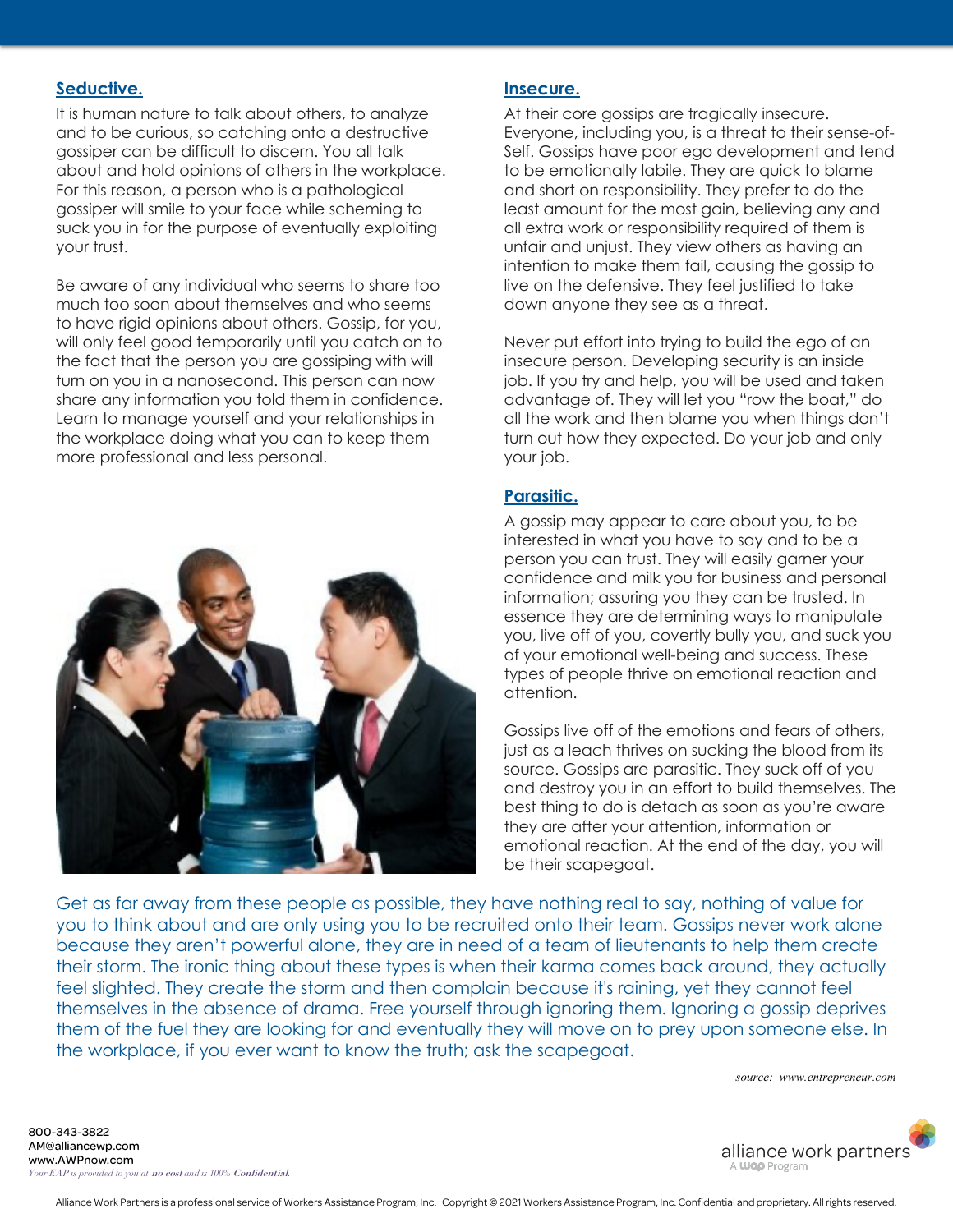### Seductive.

It is human nature to talk about others, to analyze and to be curious, so catching onto a destructive gossiper can be difficult to discern. You all talk about and hold opinions of others in the workplace. For this reason, a person who is a pathological gossiper will smile to your face while scheming to suck you in for the purpose of eventually exploiting your trust.

Be aware of any individual who seems to share too much too soon about themselves and who seems to have rigid opinions about others. Gossip, for you, will only feel good temporarily until you catch on to the fact that the person you are gossiping with will turn on you in a nanosecond. This person can now share any information you told them in confidence. Learn to manage yourself and your relationships in the workplace doing what you can to keep them more professional and less personal.

### Insecure.

At their core gossips are tragically insecure. Everyone, including you, is a threat to their sense-of-Self. Gossips have poor ego development and tend to be emotionally labile. They are quick to blame and short on responsibility. They prefer to do the least amount for the most gain, believing any and all extra work or responsibility required of them is unfair and unjust. They view others as having an intention to make them fail, causing the gossip to live on the defensive. They feel justified to take down anyone they see as a threat.

Never put effort into trying to build the ego of an insecure person. Developing security is an inside job. If you try and help, you will be used and taken advantage of. They will let you "row the boat," do all the work and then blame you when things don't turn out how they expected. Do your job and only your job.

### Parasitic.

A gossip may appear to care about you, to be interested in what you have to say and to be a person you can trust. They will easily garner your confidence and milk you for business and personal information; assuring you they can be trusted. In essence they are determining ways to manipulate you, live off of you, covertly bully you, and suck you of your emotional well-being and success. These types of people thrive on emotional reaction and attention.

Gossips live off of the emotions and fears of others, just as a leach thrives on sucking the blood from its source. Gossips are parasitic. They suck off of you and destroy you in an effort to build themselves. The best thing to do is detach as soon as you're aware they are after your attention, information or emotional reaction. At the end of the day, you will be their scapegoat.

Get as far away from these people as possible, they have nothing real to say, nothing of value for you to think about and are only using you to be recruited onto their team. Gossips never work alone because they aren't powerful alone, they are in need of a team of lieutenants to help them create their storm. The ironic thing about these types is when their karma comes back around, they actually feel slighted. They create the storm and then complain because it's raining, yet they cannot feel themselves in the absence of drama. Free yourself through ignoring them. Ignoring a gossip deprives them of the fuel they are looking for and eventually they will move on to prey upon someone else. In the workplace, if you ever want to know the truth; ask the scapegoat.

*source: www.entrepreneur.com*

800-343-3822
AM@alliancewp.com
www.AWPnow.com
*Your EAP is provided to you at **no cost** and is 100% **Confidential**.*

alliance work partners
A wap Program

Alliance Work Partners is a professional service of Workers Assistance Program, Inc. Copyright © 2021 Workers Assistance Program, Inc. Confidential and proprietary. All rights reserved.